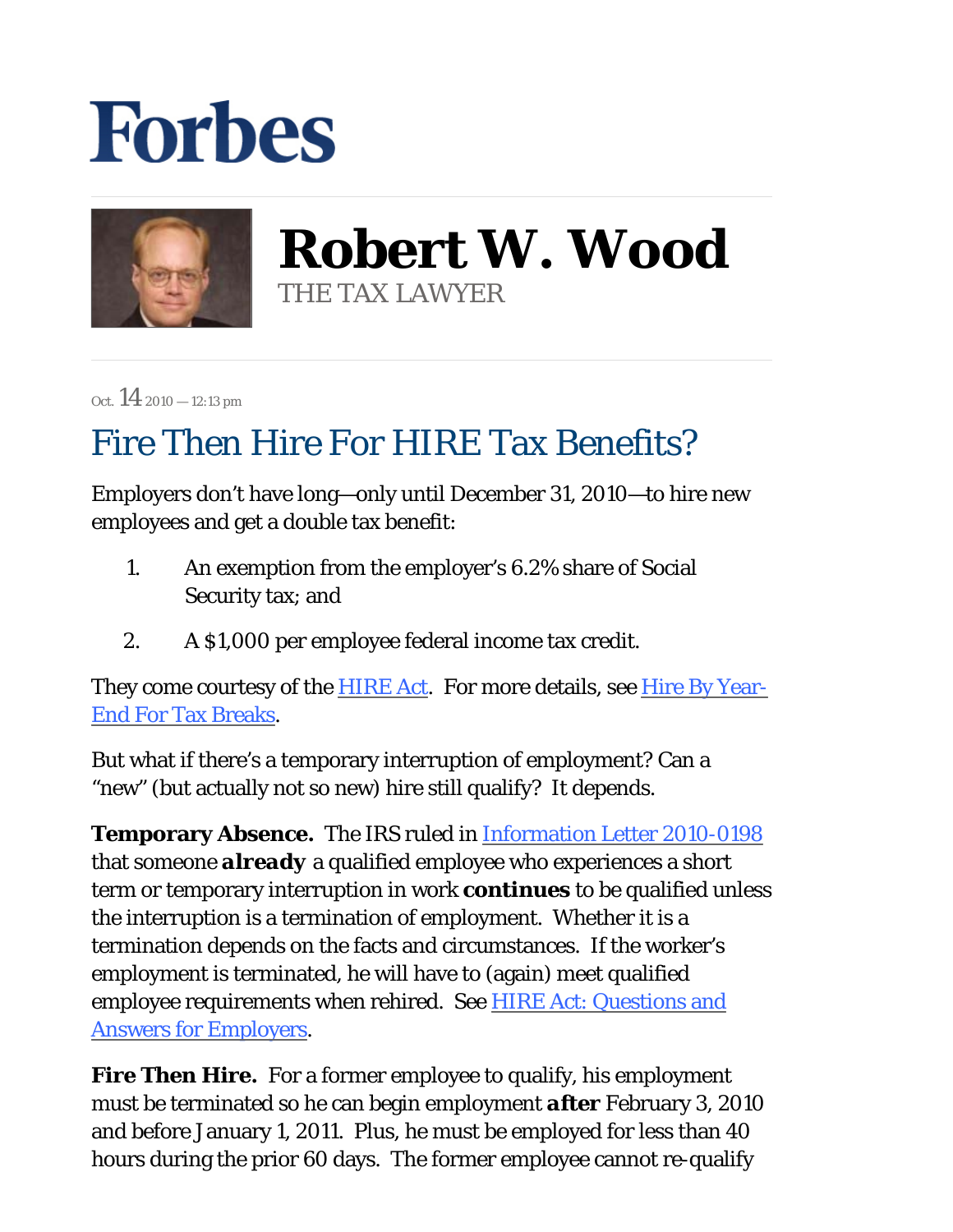# Forbes

## Robert W. Wood

THE TAX LAWYER

Oct. 14 2010 — 12:13 pm

# Fire Then Hire For HIRE Tax Benefits?

Employers don't have long—only until December 31, 2010—to hire new employees and get a double tax benefit:

1. An exemption from the employer's 6.2% share of Social Security tax; and
2. A $1,000 per employee federal income tax credit.

They come courtesy of the HIRE Act. For more details, see Hire By Year-End For Tax Breaks.

But what if there's a temporary interruption of employment? Can a "new" (but actually not so new) hire still qualify? It depends.

**Temporary Absence.** The IRS ruled in Information Letter 2010-0198 that someone **already** a qualified employee who experiences a short term or temporary interruption in work **continues** to be qualified unless the interruption is a termination of employment. Whether it is a termination depends on the facts and circumstances. If the worker's employment is terminated, he will have to (again) meet qualified employee requirements when rehired. See HIRE Act: Questions and Answers for Employers.

**Fire Then Hire.** For a former employee to qualify, his employment must be terminated so he can begin employment **after** February 3, 2010 and before January 1, 2011. Plus, he must be employed for less than 40 hours during the prior 60 days. The former employee cannot re-qualify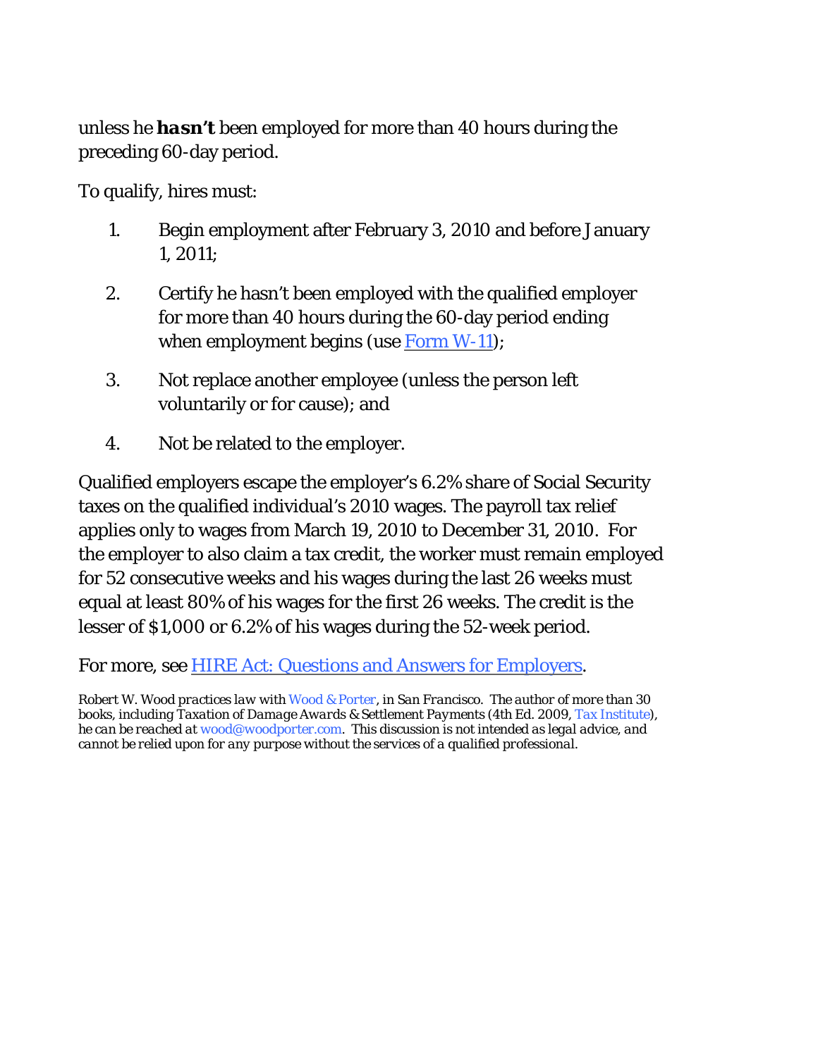unless he ***hasn't*** been employed for more than 40 hours during the preceding 60-day period.

To qualify, hires must:

1. Begin employment after February 3, 2010 and before January 1, 2011;

2. Certify he hasn't been employed with the qualified employer for more than 40 hours during the 60-day period ending when employment begins (use [Form W-11](Form W-11));

3. Not replace another employee (unless the person left voluntarily or for cause); and

4. Not be related to the employer.

Qualified employers escape the employer's 6.2% share of Social Security taxes on the qualified individual's 2010 wages. The payroll tax relief applies only to wages from March 19, 2010 to December 31, 2010. For the employer to also claim a tax credit, the worker must remain employed for 52 consecutive weeks and his wages during the last 26 weeks must equal at least 80% of his wages for the first 26 weeks. The credit is the lesser of $1,000 or 6.2% of his wages during the 52-week period.

For more, see HIRE Act: Questions and Answers for Employers.

*Robert W. Wood practices law with Wood & Porter, in San Francisco. The author of more than 30 books, including Taxation of Damage Awards & Settlement Payments (4th Ed. 2009, Tax Institute), he can be reached at wood@woodporter.com. This discussion is not intended as legal advice, and cannot be relied upon for any purpose without the services of a qualified professional.*